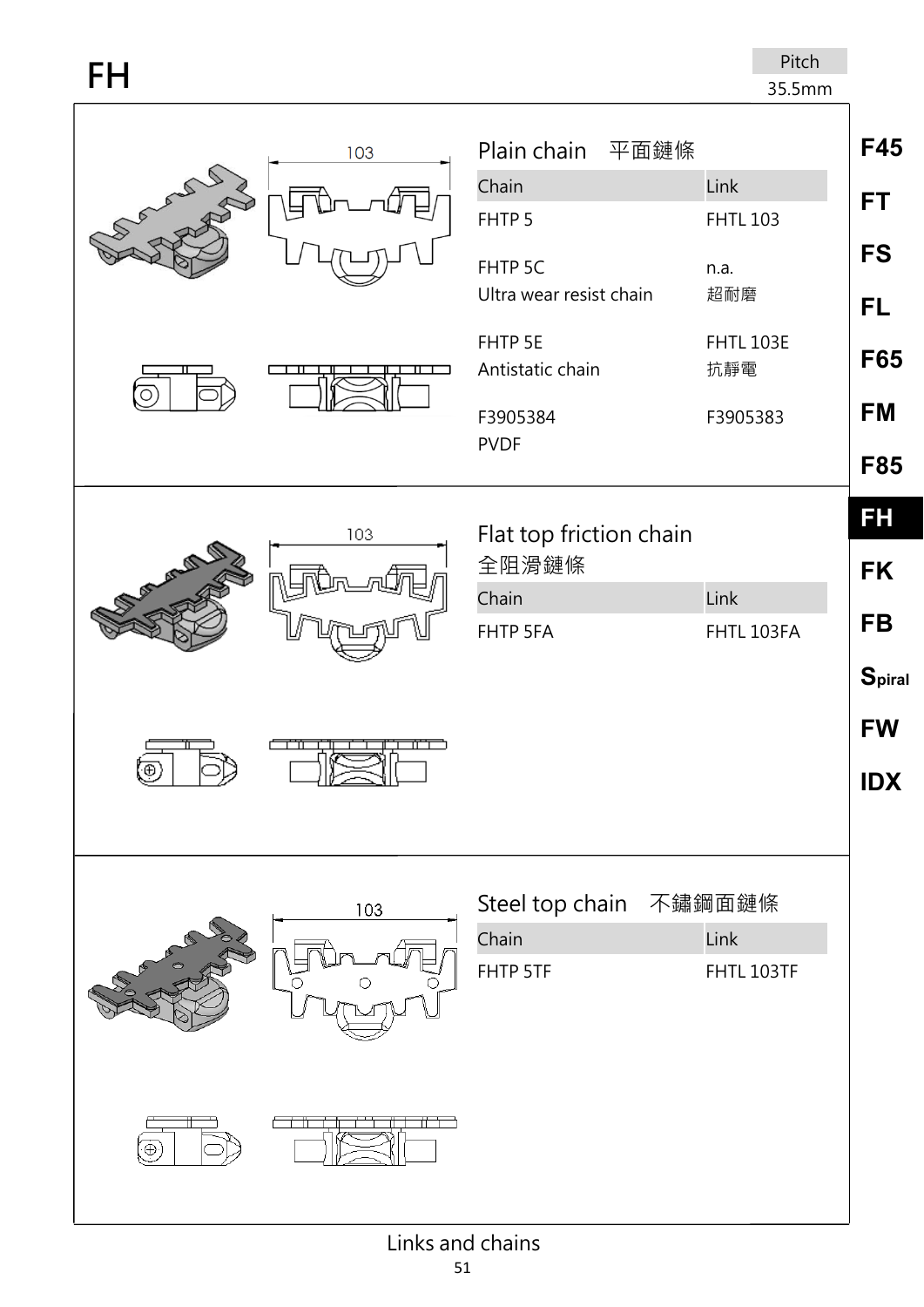# FH

Pitch
35.5mm

## Plain chain 平面鏈條

| Chain | Link |
| --- | --- |
| FHTP 5 | FHTL 103 |
| FHTP 5C<br>Ultra wear resist chain | n.a.<br>超耐磨 |
| FHTP 5E<br>Antistatic chain | FHTL 103E<br>抗靜電 |
| F3905384<br>PVDF | F3905383 |

## Flat top friction chain 全阻滑鏈條

| Chain | Link |
| --- | --- |
| FHTP 5FA | FHTL 103FA |

## Steel top chain 不鏽鋼面鏈條

| Chain | Link |
| --- | --- |
| FHTP 5TF | FHTL 103TF |

F45
FT
FS
FL
F65
FM
F85
FH
FK
FB
Spiral
FW
IDX

Links and chains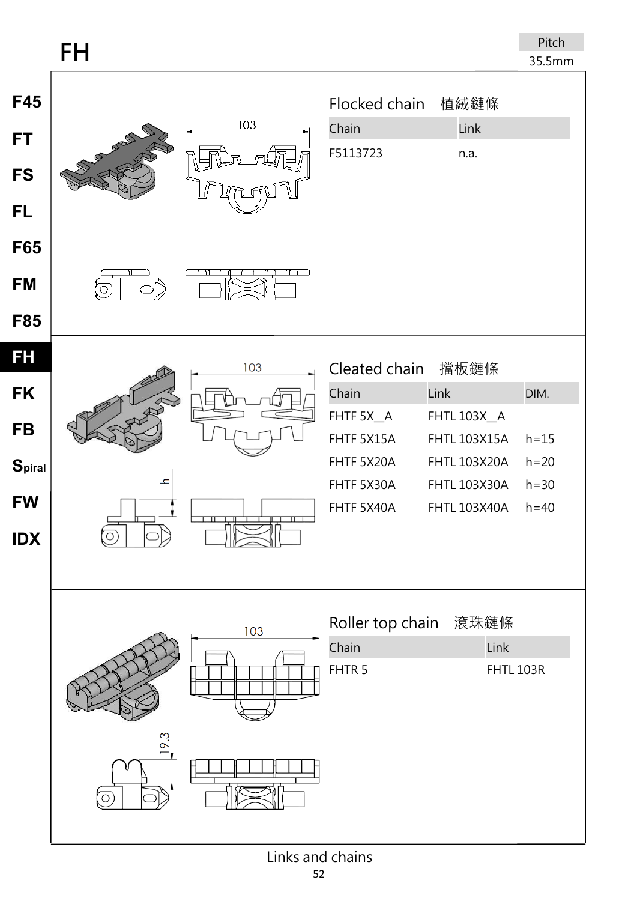# FH

Pitch
35.5mm

## Flocked chain 植絨鏈條

| Chain | Link |
| --- | --- |
| F5113723 | n.a. |

## Cleated chain 擋板鏈條

| Chain | Link | DIM. |
| --- | --- | --- |
| FHTF 5X__A | FHTL 103X__A | |
| FHTF 5X15A | FHTL 103X15A | h=15 |
| FHTF 5X20A | FHTL 103X20A | h=20 |
| FHTF 5X30A | FHTL 103X30A | h=30 |
| FHTF 5X40A | FHTL 103X40A | h=40 |

## Roller top chain 滾珠鏈條

| Chain | Link |
| --- | --- |
| FHTR 5 | FHTL 103R |

Links and chains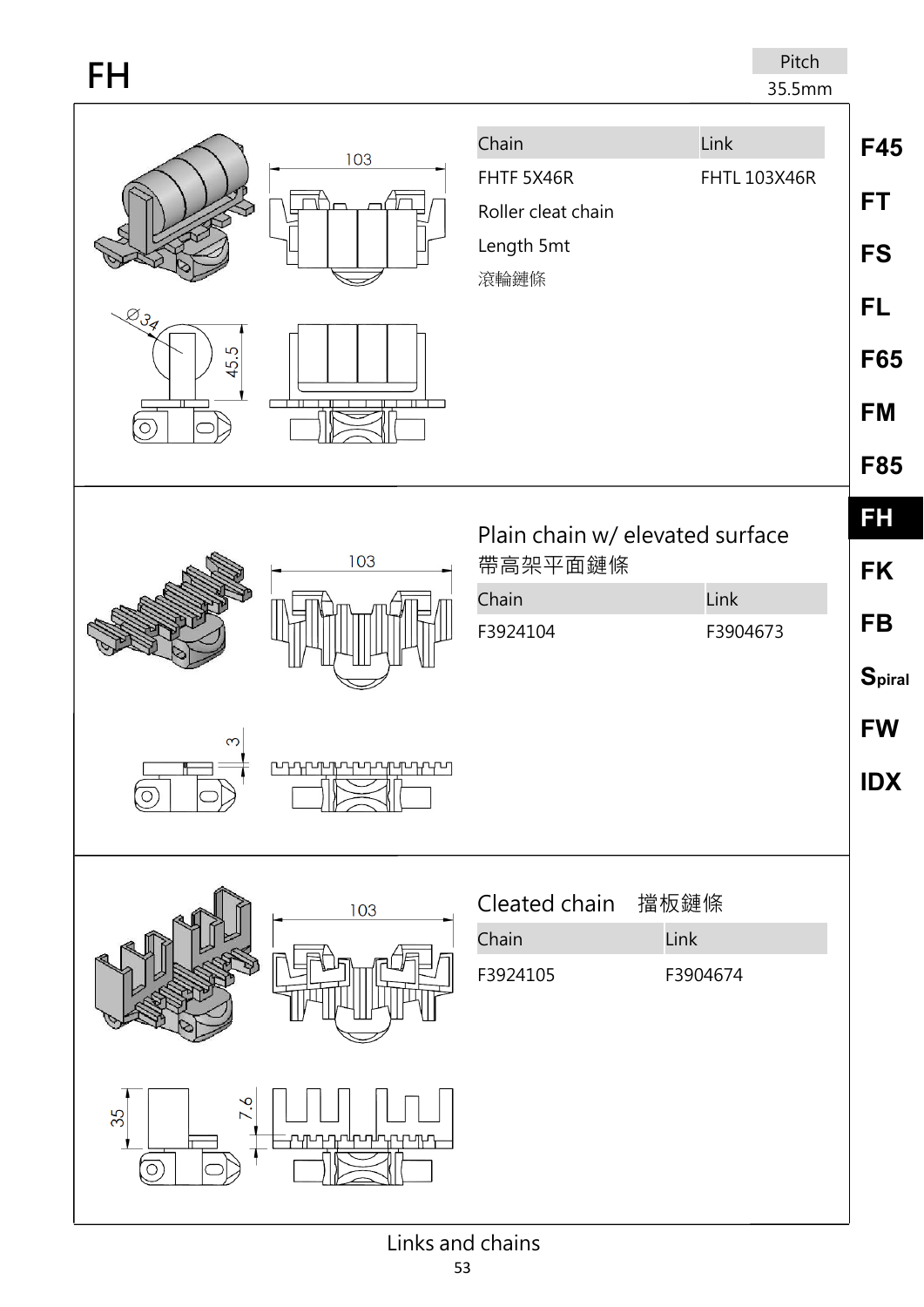# FH

Pitch
35.5mm

| Chain | Link |
|---|---|
| FHTF 5X46R | FHTL 103X46R |

Roller cleat chain

Length 5mt

滾輪鏈條

103

Ø34

45.5

## Plain chain w/ elevated surface

帶高架平面鏈條

| Chain | Link |
|---|---|
| F3924104 | F3904673 |

103

3

## Cleated chain 擋板鏈條

| Chain | Link |
|---|---|
| F3924105 | F3904674 |

103

35

7.6

Links and chains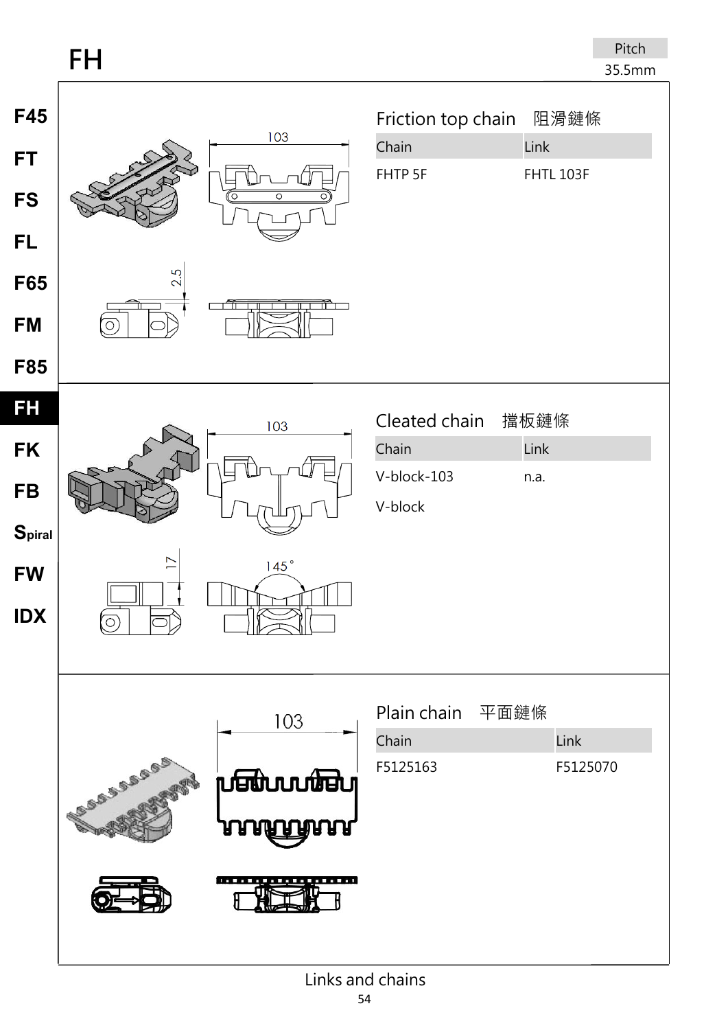# FH

| Pitch |
| --- |
| 35.5mm |

F45

FT

FS

FL

F65

FM

F85

FH

FK

FB

Spiral

FW

IDX

103

2.5

## Friction top chain 阻滑鏈條

| Chain | Link |
| --- | --- |
| FHTP 5F | FHTL 103F |

103

17

145°

## Cleated chain 擋板鏈條

| Chain | Link |
| --- | --- |
| V-block-103 | n.a. |
| V-block | |

103

## Plain chain 平面鏈條

| Chain | Link |
| --- | --- |
| F5125163 | F5125070 |

Links and chains